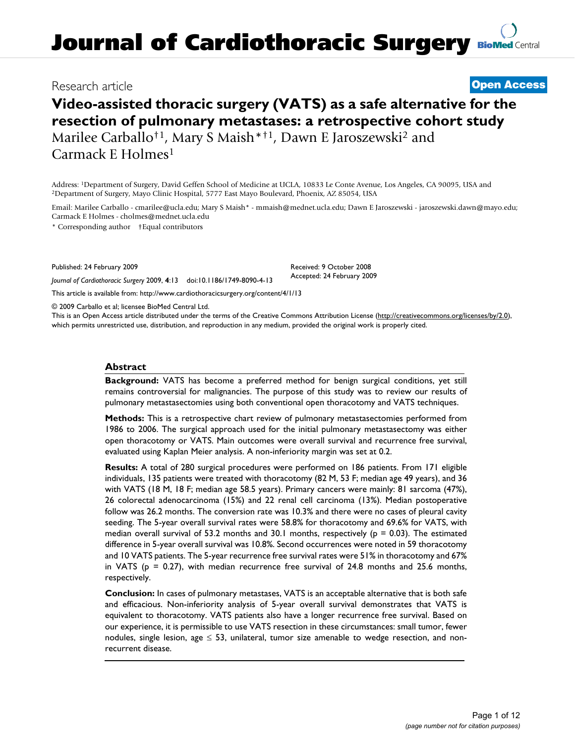Research article

**Open Access**

# Video-assisted thoracic surgery (VATS) as a safe alternative for the resection of pulmonary metastases: a retrospective cohort study

Marilee Carballo†[1], Mary S Maish*†[1], Dawn E Jaroszewski[2] and Carmack E Holmes[1]

Address: [1]Department of Surgery, David Geffen School of Medicine at UCLA, 10833 Le Conte Avenue, Los Angeles, CA 90095, USA and [2]Department of Surgery, Mayo Clinic Hospital, 5777 East Mayo Boulevard, Phoenix, AZ 85054, USA

Email: Marilee Carballo - cmarilee@ucla.edu; Mary S Maish* - mmaish@mednet.ucla.edu; Dawn E Jaroszewski - jaroszewski.dawn@mayo.edu; Carmack E Holmes - cholmes@mednet.ucla.edu

\* Corresponding author †Equal contributors

Published: 24 February 2009

*Journal of Cardiothoracic Surgery* 2009, **4**:13 doi:10.1186/1749-8090-4-13

Received: 9 October 2008
Accepted: 24 February 2009

This article is available from: http://www.cardiothoracicsurgery.org/content/4/1/13

© 2009 Carballo et al; licensee BioMed Central Ltd.

This is an Open Access article distributed under the terms of the Creative Commons Attribution License (http://creativecommons.org/licenses/by/2.0), which permits unrestricted use, distribution, and reproduction in any medium, provided the original work is properly cited.

## Abstract

**Background:** VATS has become a preferred method for benign surgical conditions, yet still remains controversial for malignancies. The purpose of this study was to review our results of pulmonary metastasectomies using both conventional open thoracotomy and VATS techniques.

**Methods:** This is a retrospective chart review of pulmonary metastasectomies performed from 1986 to 2006. The surgical approach used for the initial pulmonary metastasectomy was either open thoracotomy or VATS. Main outcomes were overall survival and recurrence free survival, evaluated using Kaplan Meier analysis. A non-inferiority margin was set at 0.2.

**Results:** A total of 280 surgical procedures were performed on 186 patients. From 171 eligible individuals, 135 patients were treated with thoracotomy (82 M, 53 F; median age 49 years), and 36 with VATS (18 M, 18 F; median age 58.5 years). Primary cancers were mainly: 81 sarcoma (47%), 26 colorectal adenocarcinoma (15%) and 22 renal cell carcinoma (13%). Median postoperative follow was 26.2 months. The conversion rate was 10.3% and there were no cases of pleural cavity seeding. The 5-year overall survival rates were 58.8% for thoracotomy and 69.6% for VATS, with median overall survival of 53.2 months and 30.1 months, respectively ($p = 0.03$). The estimated difference in 5-year overall survival was 10.8%. Second occurrences were noted in 59 thoracotomy and 10 VATS patients. The 5-year recurrence free survival rates were 51% in thoracotomy and 67% in VATS ($p = 0.27$), with median recurrence free survival of 24.8 months and 25.6 months, respectively.

**Conclusion:** In cases of pulmonary metastases, VATS is an acceptable alternative that is both safe and efficacious. Non-inferiority analysis of 5-year overall survival demonstrates that VATS is equivalent to thoracotomy. VATS patients also have a longer recurrence free survival. Based on our experience, it is permissible to use VATS resection in these circumstances: small tumor, fewer nodules, single lesion, age $\leq$ 53, unilateral, tumor size amenable to wedge resection, and non-recurrent disease.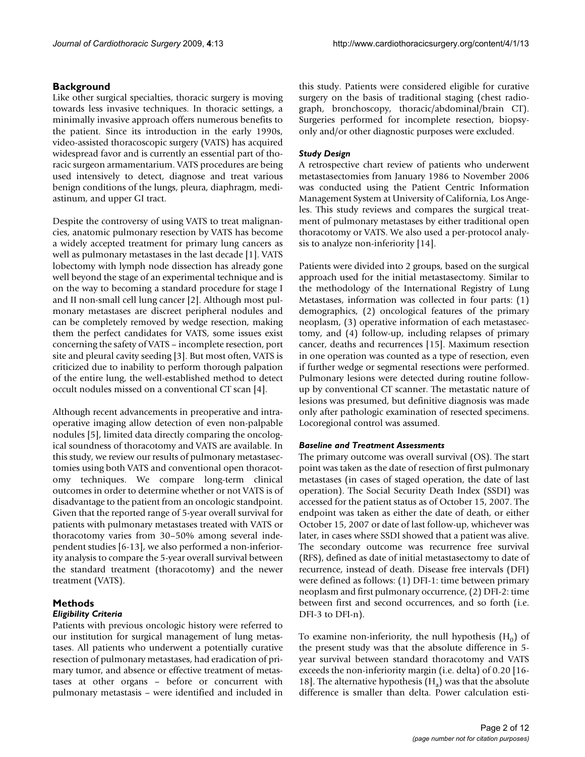## Background

Like other surgical specialties, thoracic surgery is moving towards less invasive techniques. In thoracic settings, a minimally invasive approach offers numerous benefits to the patient. Since its introduction in the early 1990s, video-assisted thoracoscopic surgery (VATS) has acquired widespread favor and is currently an essential part of thoracic surgeon armamentarium. VATS procedures are being used intensively to detect, diagnose and treat various benign conditions of the lungs, pleura, diaphragm, mediastinum, and upper GI tract.

Despite the controversy of using VATS to treat malignancies, anatomic pulmonary resection by VATS has become a widely accepted treatment for primary lung cancers as well as pulmonary metastases in the last decade [1]. VATS lobectomy with lymph node dissection has already gone well beyond the stage of an experimental technique and is on the way to becoming a standard procedure for stage I and II non-small cell lung cancer [2]. Although most pulmonary metastases are discreet peripheral nodules and can be completely removed by wedge resection, making them the perfect candidates for VATS, some issues exist concerning the safety of VATS – incomplete resection, port site and pleural cavity seeding [3]. But most often, VATS is criticized due to inability to perform thorough palpation of the entire lung, the well-established method to detect occult nodules missed on a conventional CT scan [4].

Although recent advancements in preoperative and intraoperative imaging allow detection of even non-palpable nodules [5], limited data directly comparing the oncological soundness of thoracotomy and VATS are available. In this study, we review our results of pulmonary metastasectomies using both VATS and conventional open thoracotomy techniques. We compare long-term clinical outcomes in order to determine whether or not VATS is of disadvantage to the patient from an oncologic standpoint. Given that the reported range of 5-year overall survival for patients with pulmonary metastases treated with VATS or thoracotomy varies from 30–50% among several independent studies [6-13], we also performed a non-inferiority analysis to compare the 5-year overall survival between the standard treatment (thoracotomy) and the newer treatment (VATS).

## Methods

### *Eligibility Criteria*

Patients with previous oncologic history were referred to our institution for surgical management of lung metastases. All patients who underwent a potentially curative resection of pulmonary metastases, had eradication of primary tumor, and absence or effective treatment of metastases at other organs – before or concurrent with pulmonary metastasis – were identified and included in this study. Patients were considered eligible for curative surgery on the basis of traditional staging (chest radiograph, bronchoscopy, thoracic/abdominal/brain CT). Surgeries performed for incomplete resection, biopsy-only and/or other diagnostic purposes were excluded.

### *Study Design*

A retrospective chart review of patients who underwent metastasectomies from January 1986 to November 2006 was conducted using the Patient Centric Information Management System at University of California, Los Angeles. This study reviews and compares the surgical treatment of pulmonary metastases by either traditional open thoracotomy or VATS. We also used a per-protocol analysis to analyze non-inferiority [14].

Patients were divided into 2 groups, based on the surgical approach used for the initial metastasectomy. Similar to the methodology of the International Registry of Lung Metastases, information was collected in four parts: (1) demographics, (2) oncological features of the primary neoplasm, (3) operative information of each metastasectomy, and (4) follow-up, including relapses of primary cancer, deaths and recurrences [15]. Maximum resection in one operation was counted as a type of resection, even if further wedge or segmental resections were performed. Pulmonary lesions were detected during routine follow-up by conventional CT scanner. The metastatic nature of lesions was presumed, but definitive diagnosis was made only after pathologic examination of resected specimens. Locoregional control was assumed.

### *Baseline and Treatment Assessments*

The primary outcome was overall survival (OS). The start point was taken as the date of resection of first pulmonary metastases (in cases of staged operation, the date of last operation). The Social Security Death Index (SSDI) was accessed for the patient status as of October 15, 2007. The endpoint was taken as either the date of death, or either October 15, 2007 or date of last follow-up, whichever was later, in cases where SSDI showed that a patient was alive. The secondary outcome was recurrence free survival (RFS), defined as date of initial metastasectomy to date of recurrence, instead of death. Disease free intervals (DFI) were defined as follows: (1) DFI-1: time between primary neoplasm and first pulmonary occurrence, (2) DFI-2: time between first and second occurrences, and so forth (i.e. DFI-3 to DFI-n).

To examine non-inferiority, the null hypothesis ($H_0$) of the present study was that the absolute difference in 5-year survival between standard thoracotomy and VATS exceeds the non-inferiority margin (i.e. delta) of 0.20 [16-18]. The alternative hypothesis ($H_a$) was that the absolute difference is smaller than delta. Power calculation esti-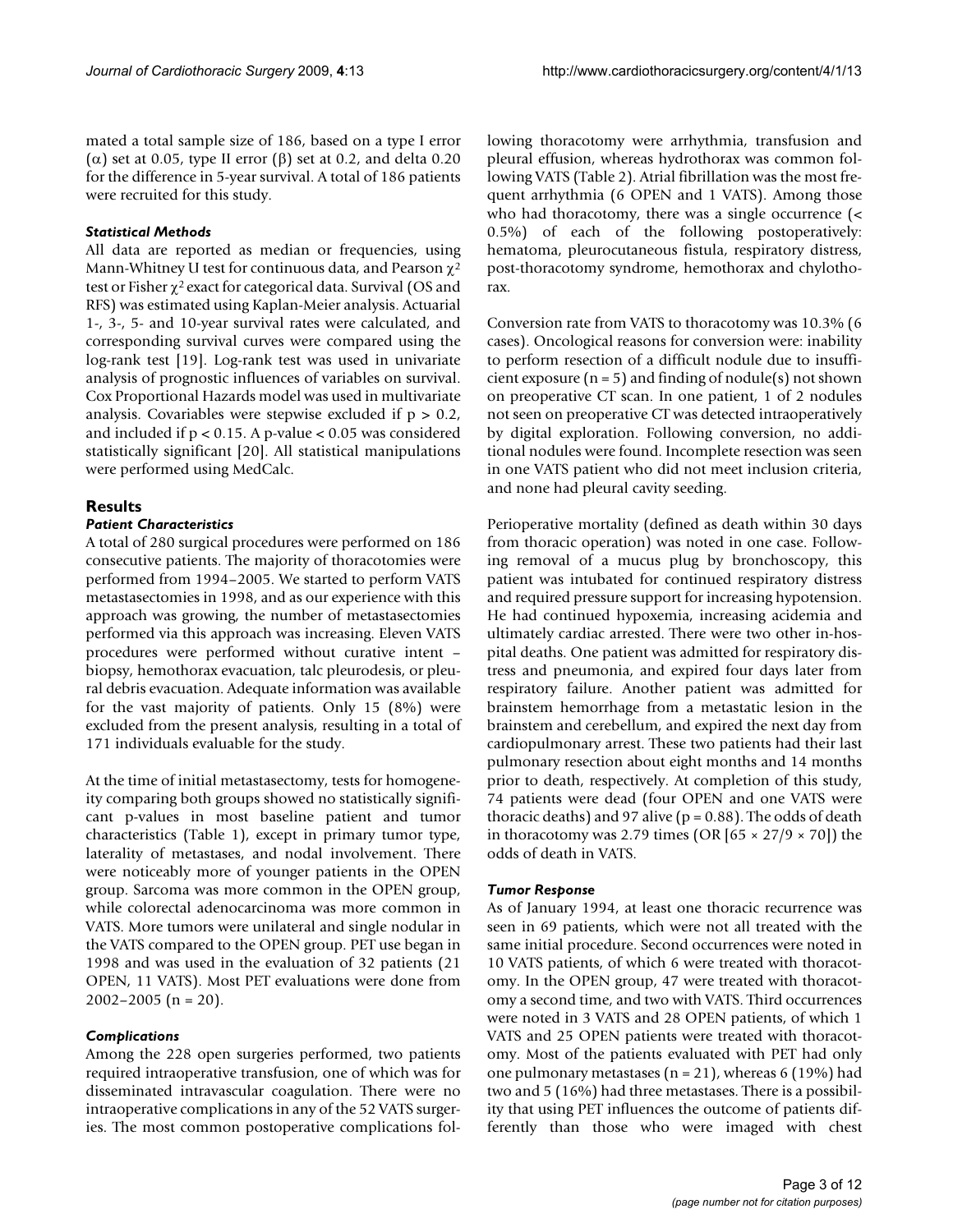mated a total sample size of 186, based on a type I error ($\alpha$) set at 0.05, type II error ($\beta$) set at 0.2, and delta 0.20 for the difference in 5-year survival. A total of 186 patients were recruited for this study.

### *Statistical Methods*

All data are reported as median or frequencies, using Mann-Whitney U test for continuous data, and Pearson $\chi^2$ test or Fisher $\chi^2$ exact for categorical data. Survival (OS and RFS) was estimated using Kaplan-Meier analysis. Actuarial 1-, 3-, 5- and 10-year survival rates were calculated, and corresponding survival curves were compared using the log-rank test [19]. Log-rank test was used in univariate analysis of prognostic influences of variables on survival. Cox Proportional Hazards model was used in multivariate analysis. Covariables were stepwise excluded if $p > 0.2$, and included if $p < 0.15$. A p-value < 0.05 was considered statistically significant [20]. All statistical manipulations were performed using MedCalc.

## Results

### *Patient Characteristics*

A total of 280 surgical procedures were performed on 186 consecutive patients. The majority of thoracotomies were performed from 1994–2005. We started to perform VATS metastasectomies in 1998, and as our experience with this approach was growing, the number of metastasectomies performed via this approach was increasing. Eleven VATS procedures were performed without curative intent – biopsy, hemothorax evacuation, talc pleurodesis, or pleural debris evacuation. Adequate information was available for the vast majority of patients. Only 15 (8%) were excluded from the present analysis, resulting in a total of 171 individuals evaluable for the study.

At the time of initial metastasectomy, tests for homogeneity comparing both groups showed no statistically significant p-values in most baseline patient and tumor characteristics (Table 1), except in primary tumor type, laterality of metastases, and nodal involvement. There were noticeably more of younger patients in the OPEN group. Sarcoma was more common in the OPEN group, while colorectal adenocarcinoma was more common in VATS. More tumors were unilateral and single nodular in the VATS compared to the OPEN group. PET use began in 1998 and was used in the evaluation of 32 patients (21 OPEN, 11 VATS). Most PET evaluations were done from 2002–2005 (n = 20).

### *Complications*

Among the 228 open surgeries performed, two patients required intraoperative transfusion, one of which was for disseminated intravascular coagulation. There were no intraoperative complications in any of the 52 VATS surgeries. The most common postoperative complications following thoracotomy were arrhythmia, transfusion and pleural effusion, whereas hydrothorax was common following VATS (Table 2). Atrial fibrillation was the most frequent arrhythmia (6 OPEN and 1 VATS). Among those who had thoracotomy, there was a single occurrence (< 0.5%) of each of the following postoperatively: hematoma, pleurocutaneous fistula, respiratory distress, post-thoracotomy syndrome, hemothorax and chylothorax.

Conversion rate from VATS to thoracotomy was 10.3% (6 cases). Oncological reasons for conversion were: inability to perform resection of a difficult nodule due to insufficient exposure (n = 5) and finding of nodule(s) not shown on preoperative CT scan. In one patient, 1 of 2 nodules not seen on preoperative CT was detected intraoperatively by digital exploration. Following conversion, no additional nodules were found. Incomplete resection was seen in one VATS patient who did not meet inclusion criteria, and none had pleural cavity seeding.

Perioperative mortality (defined as death within 30 days from thoracic operation) was noted in one case. Following removal of a mucus plug by bronchoscopy, this patient was intubated for continued respiratory distress and required pressure support for increasing hypotension. He had continued hypoxemia, increasing acidemia and ultimately cardiac arrested. There were two other in-hospital deaths. One patient was admitted for respiratory distress and pneumonia, and expired four days later from respiratory failure. Another patient was admitted for brainstem hemorrhage from a metastatic lesion in the brainstem and cerebellum, and expired the next day from cardiopulmonary arrest. These two patients had their last pulmonary resection about eight months and 14 months prior to death, respectively. At completion of this study, 74 patients were dead (four OPEN and one VATS were thoracic deaths) and 97 alive ($p = 0.88$). The odds of death in thoracotomy was 2.79 times (OR [$65 \times 27/9 \times 70$]) the odds of death in VATS.

### *Tumor Response*

As of January 1994, at least one thoracic recurrence was seen in 69 patients, which were not all treated with the same initial procedure. Second occurrences were noted in 10 VATS patients, of which 6 were treated with thoracotomy. In the OPEN group, 47 were treated with thoracotomy a second time, and two with VATS. Third occurrences were noted in 3 VATS and 28 OPEN patients, of which 1 VATS and 25 OPEN patients were treated with thoracotomy. Most of the patients evaluated with PET had only one pulmonary metastases (n = 21), whereas 6 (19%) had two and 5 (16%) had three metastases. There is a possibility that using PET influences the outcome of patients differently than those who were imaged with chest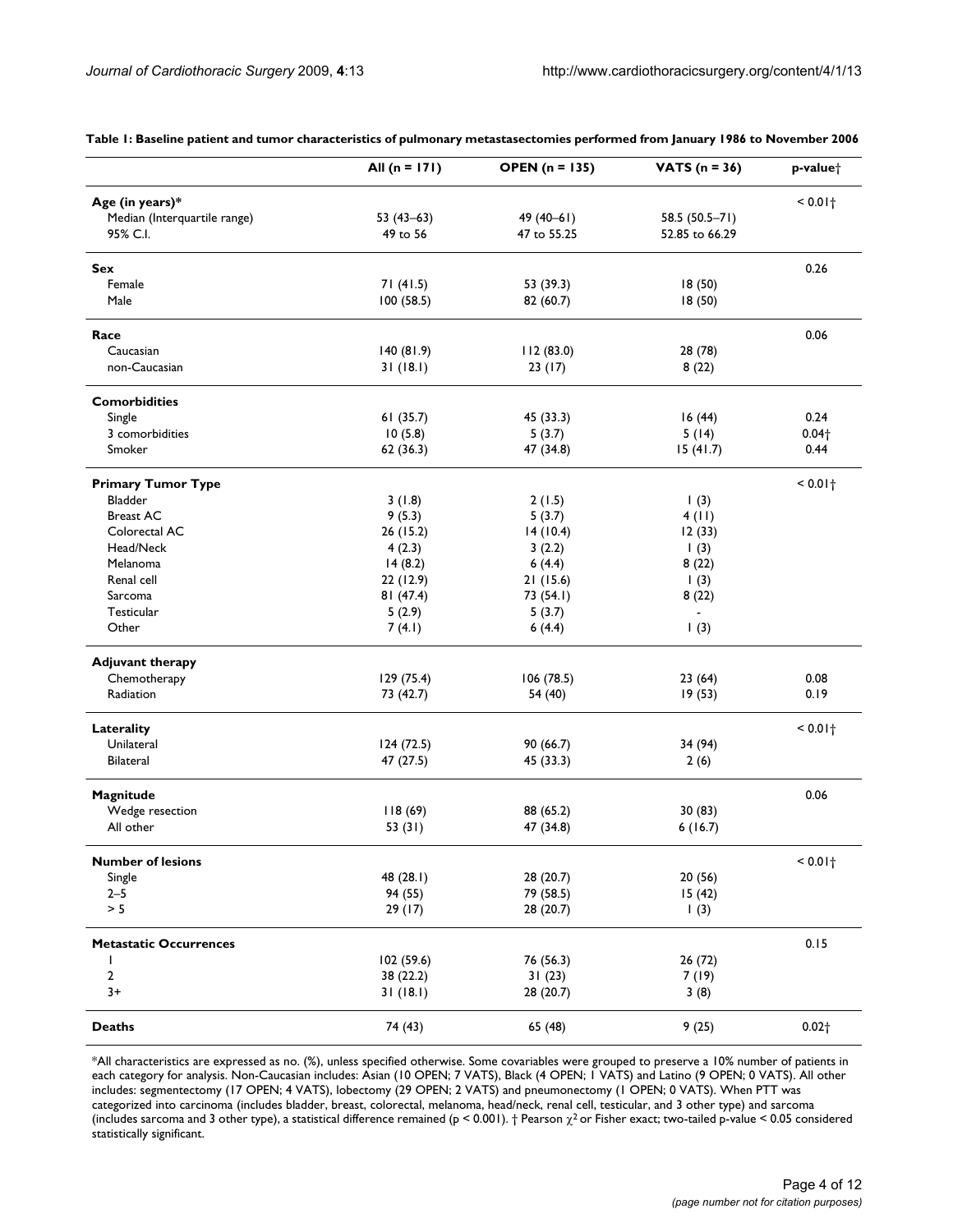**Table 1: Baseline patient and tumor characteristics of pulmonary metastasectomies performed from January 1986 to November 2006**

| | All (n = 171) | OPEN (n = 135) | VATS (n = 36) | p-value† |
|---|---|---|---|---|
| **Age (in years)*** | | | | < 0.01† |
| Median (Interquartile range) | 53 (43–63) | 49 (40–61) | 58.5 (50.5–71) | |
| 95% C.I. | 49 to 56 | 47 to 55.25 | 52.85 to 66.29 | |
| **Sex** | | | | 0.26 |
| Female | 71 (41.5) | 53 (39.3) | 18 (50) | |
| Male | 100 (58.5) | 82 (60.7) | 18 (50) | |
| **Race** | | | | 0.06 |
| Caucasian | 140 (81.9) | 112 (83.0) | 28 (78) | |
| non-Caucasian | 31 (18.1) | 23 (17) | 8 (22) | |
| **Comorbidities** | | | | |
| Single | 61 (35.7) | 45 (33.3) | 16 (44) | 0.24 |
| 3 comorbidities | 10 (5.8) | 5 (3.7) | 5 (14) | 0.04† |
| Smoker | 62 (36.3) | 47 (34.8) | 15 (41.7) | 0.44 |
| **Primary Tumor Type** | | | | < 0.01† |
| Bladder | 3 (1.8) | 2 (1.5) | 1 (3) | |
| Breast AC | 9 (5.3) | 5 (3.7) | 4 (11) | |
| Colorectal AC | 26 (15.2) | 14 (10.4) | 12 (33) | |
| Head/Neck | 4 (2.3) | 3 (2.2) | 1 (3) | |
| Melanoma | 14 (8.2) | 6 (4.4) | 8 (22) | |
| Renal cell | 22 (12.9) | 21 (15.6) | 1 (3) | |
| Sarcoma | 81 (47.4) | 73 (54.1) | 8 (22) | |
| Testicular | 5 (2.9) | 5 (3.7) | - | |
| Other | 7 (4.1) | 6 (4.4) | 1 (3) | |
| **Adjuvant therapy** | | | | |
| Chemotherapy | 129 (75.4) | 106 (78.5) | 23 (64) | 0.08 |
| Radiation | 73 (42.7) | 54 (40) | 19 (53) | 0.19 |
| **Laterality** | | | | < 0.01† |
| Unilateral | 124 (72.5) | 90 (66.7) | 34 (94) | |
| Bilateral | 47 (27.5) | 45 (33.3) | 2 (6) | |
| **Magnitude** | | | | 0.06 |
| Wedge resection | 118 (69) | 88 (65.2) | 30 (83) | |
| All other | 53 (31) | 47 (34.8) | 6 (16.7) | |
| **Number of lesions** | | | | < 0.01† |
| Single | 48 (28.1) | 28 (20.7) | 20 (56) | |
| 2–5 | 94 (55) | 79 (58.5) | 15 (42) | |
| > 5 | 29 (17) | 28 (20.7) | 1 (3) | |
| **Metastatic Occurrences** | | | | 0.15 |
| 1 | 102 (59.6) | 76 (56.3) | 26 (72) | |
| 2 | 38 (22.2) | 31 (23) | 7 (19) | |
| 3+ | 31 (18.1) | 28 (20.7) | 3 (8) | |
| **Deaths** | 74 (43) | 65 (48) | 9 (25) | 0.02† |

*All characteristics are expressed as no. (%), unless specified otherwise. Some covariables were grouped to preserve a 10% number of patients in each category for analysis. Non-Caucasian includes: Asian (10 OPEN; 7 VATS), Black (4 OPEN; 1 VATS) and Latino (9 OPEN; 0 VATS). All other includes: segmentectomy (17 OPEN; 4 VATS), lobectomy (29 OPEN; 2 VATS) and pneumonectomy (1 OPEN; 0 VATS). When PTT was categorized into carcinoma (includes bladder, breast, colorectal, melanoma, head/neck, renal cell, testicular, and 3 other type) and sarcoma (includes sarcoma and 3 other type), a statistical difference remained ($p < 0.001$). † Pearson $\chi^2$ or Fisher exact; two-tailed p-value < 0.05 considered statistically significant.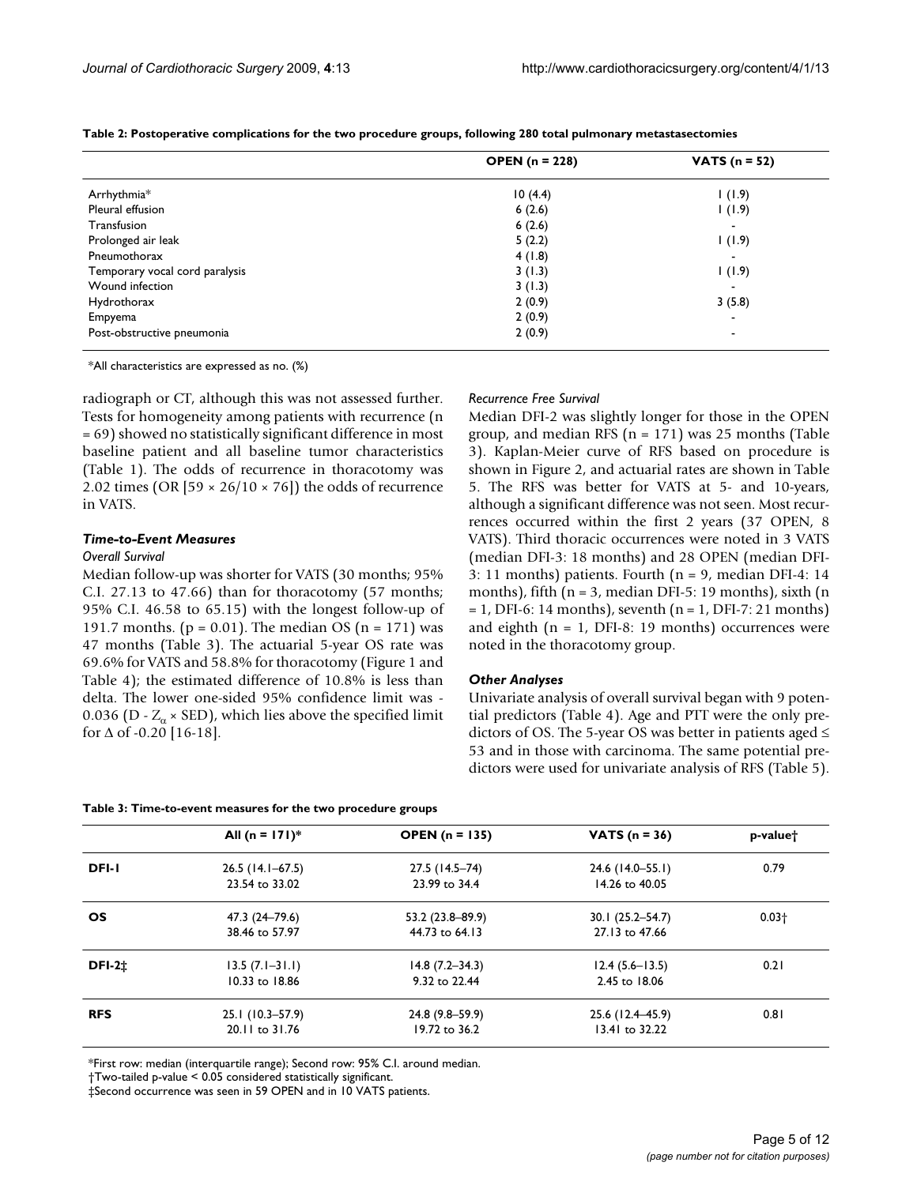**Table 2: Postoperative complications for the two procedure groups, following 280 total pulmonary metastasectomies**

| | OPEN (n = 228) | VATS (n = 52) |
|---|---|---|
| Arrhythmia* | 10 (4.4) | 1 (1.9) |
| Pleural effusion | 6 (2.6) | 1 (1.9) |
| Transfusion | 6 (2.6) | - |
| Prolonged air leak | 5 (2.2) | 1 (1.9) |
| Pneumothorax | 4 (1.8) | - |
| Temporary vocal cord paralysis | 3 (1.3) | 1 (1.9) |
| Wound infection | 3 (1.3) | - |
| Hydrothorax | 2 (0.9) | 3 (5.8) |
| Empyema | 2 (0.9) | - |
| Post-obstructive pneumonia | 2 (0.9) | - |

*All characteristics are expressed as no. (%)

radiograph or CT, although this was not assessed further. Tests for homogeneity among patients with recurrence (n = 69) showed no statistically significant difference in most baseline patient and all baseline tumor characteristics (Table 1). The odds of recurrence in thoracotomy was 2.02 times (OR [59 × 26/10 × 76]) the odds of recurrence in VATS.

### Time-to-Event Measures

#### *Overall Survival*

Median follow-up was shorter for VATS (30 months; 95% C.I. 27.13 to 47.66) than for thoracotomy (57 months; 95% C.I. 46.58 to 65.15) with the longest follow-up of 191.7 months. (p = 0.01). The median OS (n = 171) was 47 months (Table 3). The actuarial 5-year OS rate was 69.6% for VATS and 58.8% for thoracotomy (Figure 1 and Table 4); the estimated difference of 10.8% is less than delta. The lower one-sided 95% confidence limit was -0.036 ($D - Z_{\alpha} \times SED$), which lies above the specified limit for $\Delta$ of -0.20 [16-18].

#### *Recurrence Free Survival*

Median DFI-2 was slightly longer for those in the OPEN group, and median RFS (n = 171) was 25 months (Table 3). Kaplan-Meier curve of RFS based on procedure is shown in Figure 2, and actuarial rates are shown in Table 5. The RFS was better for VATS at 5- and 10-years, although a significant difference was not seen. Most recurrences occurred within the first 2 years (37 OPEN, 8 VATS). Third thoracic occurrences were noted in 3 VATS (median DFI-3: 18 months) and 28 OPEN (median DFI-3: 11 months) patients. Fourth (n = 9, median DFI-4: 14 months), fifth (n = 3, median DFI-5: 19 months), sixth (n = 1, DFI-6: 14 months), seventh (n = 1, DFI-7: 21 months) and eighth (n = 1, DFI-8: 19 months) occurrences were noted in the thoracotomy group.

### Other Analyses

Univariate analysis of overall survival began with 9 potential predictors (Table 4). Age and PTT were the only predictors of OS. The 5-year OS was better in patients aged ≤ 53 and in those with carcinoma. The same potential predictors were used for univariate analysis of RFS (Table 5).

**Table 3: Time-to-event measures for the two procedure groups**

| | All (n = 171)* | OPEN (n = 135) | VATS (n = 36) | p-value† |
|---|---|---|---|---|
| **DFI-1** | 26.5 (14.1–67.5)<br>23.54 to 33.02 | 27.5 (14.5–74)<br>23.99 to 34.4 | 24.6 (14.0–55.1)<br>14.26 to 40.05 | 0.79 |
| **OS** | 47.3 (24–79.6)<br>38.46 to 57.97 | 53.2 (23.8–89.9)<br>44.73 to 64.13 | 30.1 (25.2–54.7)<br>27.13 to 47.66 | 0.03† |
| **DFI-2‡** | 13.5 (7.1–31.1)<br>10.33 to 18.86 | 14.8 (7.2–34.3)<br>9.32 to 22.44 | 12.4 (5.6–13.5)<br>2.45 to 18.06 | 0.21 |
| **RFS** | 25.1 (10.3–57.9)<br>20.11 to 31.76 | 24.8 (9.8–59.9)<br>19.72 to 36.2 | 25.6 (12.4–45.9)<br>13.41 to 32.22 | 0.81 |

*First row: median (interquartile range); Second row: 95% C.I. around median.
†Two-tailed p-value < 0.05 considered statistically significant.
‡Second occurrence was seen in 59 OPEN and in 10 VATS patients.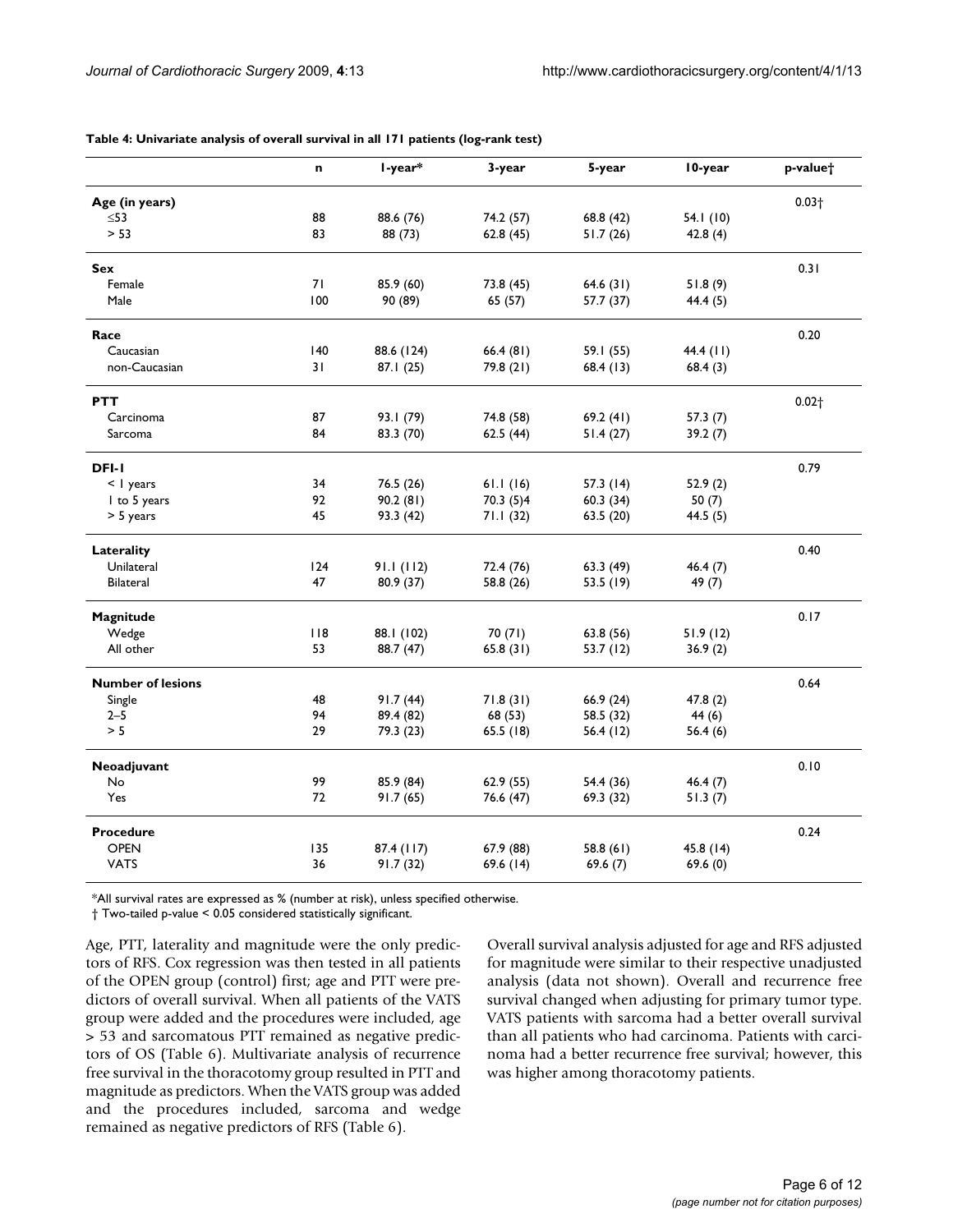**Table 4: Univariate analysis of overall survival in all 171 patients (log-rank test)**

| | n | 1-year* | 3-year | 5-year | 10-year | p-value† |
|---|---|---|---|---|---|---|
| **Age (in years)** | | | | | | 0.03† |
| ≤53 | 88 | 88.6 (76) | 74.2 (57) | 68.8 (42) | 54.1 (10) | |
| > 53 | 83 | 88 (73) | 62.8 (45) | 51.7 (26) | 42.8 (4) | |
| **Sex** | | | | | | 0.31 |
| Female | 71 | 85.9 (60) | 73.8 (45) | 64.6 (31) | 51.8 (9) | |
| Male | 100 | 90 (89) | 65 (57) | 57.7 (37) | 44.4 (5) | |
| **Race** | | | | | | 0.20 |
| Caucasian | 140 | 88.6 (124) | 66.4 (81) | 59.1 (55) | 44.4 (11) | |
| non-Caucasian | 31 | 87.1 (25) | 79.8 (21) | 68.4 (13) | 68.4 (3) | |
| **PTT** | | | | | | 0.02† |
| Carcinoma | 87 | 93.1 (79) | 74.8 (58) | 69.2 (41) | 57.3 (7) | |
| Sarcoma | 84 | 83.3 (70) | 62.5 (44) | 51.4 (27) | 39.2 (7) | |
| **DFI-1** | | | | | | 0.79 |
| < 1 years | 34 | 76.5 (26) | 61.1 (16) | 57.3 (14) | 52.9 (2) | |
| 1 to 5 years | 92 | 90.2 (81) | 70.3 (5)4 | 60.3 (34) | 50 (7) | |
| > 5 years | 45 | 93.3 (42) | 71.1 (32) | 63.5 (20) | 44.5 (5) | |
| **Laterality** | | | | | | 0.40 |
| Unilateral | 124 | 91.1 (112) | 72.4 (76) | 63.3 (49) | 46.4 (7) | |
| Bilateral | 47 | 80.9 (37) | 58.8 (26) | 53.5 (19) | 49 (7) | |
| **Magnitude** | | | | | | 0.17 |
| Wedge | 118 | 88.1 (102) | 70 (71) | 63.8 (56) | 51.9 (12) | |
| All other | 53 | 88.7 (47) | 65.8 (31) | 53.7 (12) | 36.9 (2) | |
| **Number of lesions** | | | | | | 0.64 |
| Single | 48 | 91.7 (44) | 71.8 (31) | 66.9 (24) | 47.8 (2) | |
| 2–5 | 94 | 89.4 (82) | 68 (53) | 58.5 (32) | 44 (6) | |
| > 5 | 29 | 79.3 (23) | 65.5 (18) | 56.4 (12) | 56.4 (6) | |
| **Neoadjuvant** | | | | | | 0.10 |
| No | 99 | 85.9 (84) | 62.9 (55) | 54.4 (36) | 46.4 (7) | |
| Yes | 72 | 91.7 (65) | 76.6 (47) | 69.3 (32) | 51.3 (7) | |
| **Procedure** | | | | | | 0.24 |
| OPEN | 135 | 87.4 (117) | 67.9 (88) | 58.8 (61) | 45.8 (14) | |
| VATS | 36 | 91.7 (32) | 69.6 (14) | 69.6 (7) | 69.6 (0) | |

*All survival rates are expressed as % (number at risk), unless specified otherwise.

† Two-tailed p-value < 0.05 considered statistically significant.

Age, PTT, laterality and magnitude were the only predictors of RFS. Cox regression was then tested in all patients of the OPEN group (control) first; age and PTT were predictors of overall survival. When all patients of the VATS group were added and the procedures were included, age > 53 and sarcomatous PTT remained as negative predictors of OS (Table 6). Multivariate analysis of recurrence free survival in the thoracotomy group resulted in PTT and magnitude as predictors. When the VATS group was added and the procedures included, sarcoma and wedge remained as negative predictors of RFS (Table 6).

Overall survival analysis adjusted for age and RFS adjusted for magnitude were similar to their respective unadjusted analysis (data not shown). Overall and recurrence free survival changed when adjusting for primary tumor type. VATS patients with sarcoma had a better overall survival than all patients who had carcinoma. Patients with carcinoma had a better recurrence free survival; however, this was higher among thoracotomy patients.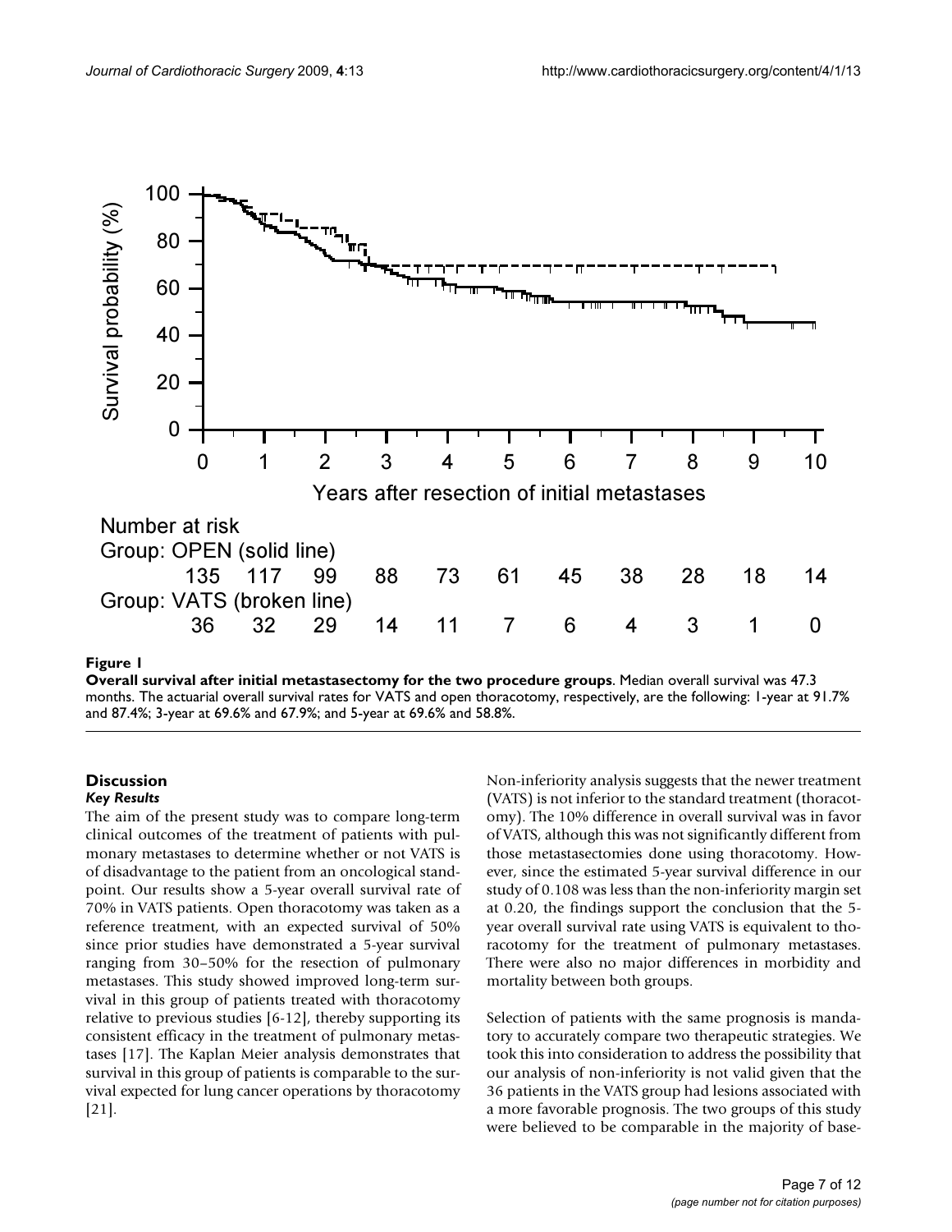**Figure 1**

**Overall survival after initial metastasectomy for the two procedure groups**. Median overall survival was 47.3 months. The actuarial overall survival rates for VATS and open thoracotomy, respectively, are the following: 1-year at 91.7% and 87.4%; 3-year at 69.6% and 67.9%; and 5-year at 69.6% and 58.8%.

## Discussion

### *Key Results*

The aim of the present study was to compare long-term clinical outcomes of the treatment of patients with pulmonary metastases to determine whether or not VATS is of disadvantage to the patient from an oncological standpoint. Our results show a 5-year overall survival rate of 70% in VATS patients. Open thoracotomy was taken as a reference treatment, with an expected survival of 50% since prior studies have demonstrated a 5-year survival ranging from 30–50% for the resection of pulmonary metastases. This study showed improved long-term survival in this group of patients treated with thoracotomy relative to previous studies [6-12], thereby supporting its consistent efficacy in the treatment of pulmonary metastases [17]. The Kaplan Meier analysis demonstrates that survival in this group of patients is comparable to the survival expected for lung cancer operations by thoracotomy [21].

Non-inferiority analysis suggests that the newer treatment (VATS) is not inferior to the standard treatment (thoracotomy). The 10% difference in overall survival was in favor of VATS, although this was not significantly different from those metastasectomies done using thoracotomy. However, since the estimated 5-year survival difference in our study of 0.108 was less than the non-inferiority margin set at 0.20, the findings support the conclusion that the 5-year overall survival rate using VATS is equivalent to thoracotomy for the treatment of pulmonary metastases. There were also no major differences in morbidity and mortality between both groups.

Selection of patients with the same prognosis is mandatory to accurately compare two therapeutic strategies. We took this into consideration to address the possibility that our analysis of non-inferiority is not valid given that the 36 patients in the VATS group had lesions associated with a more favorable prognosis. The two groups of this study were believed to be comparable in the majority of base-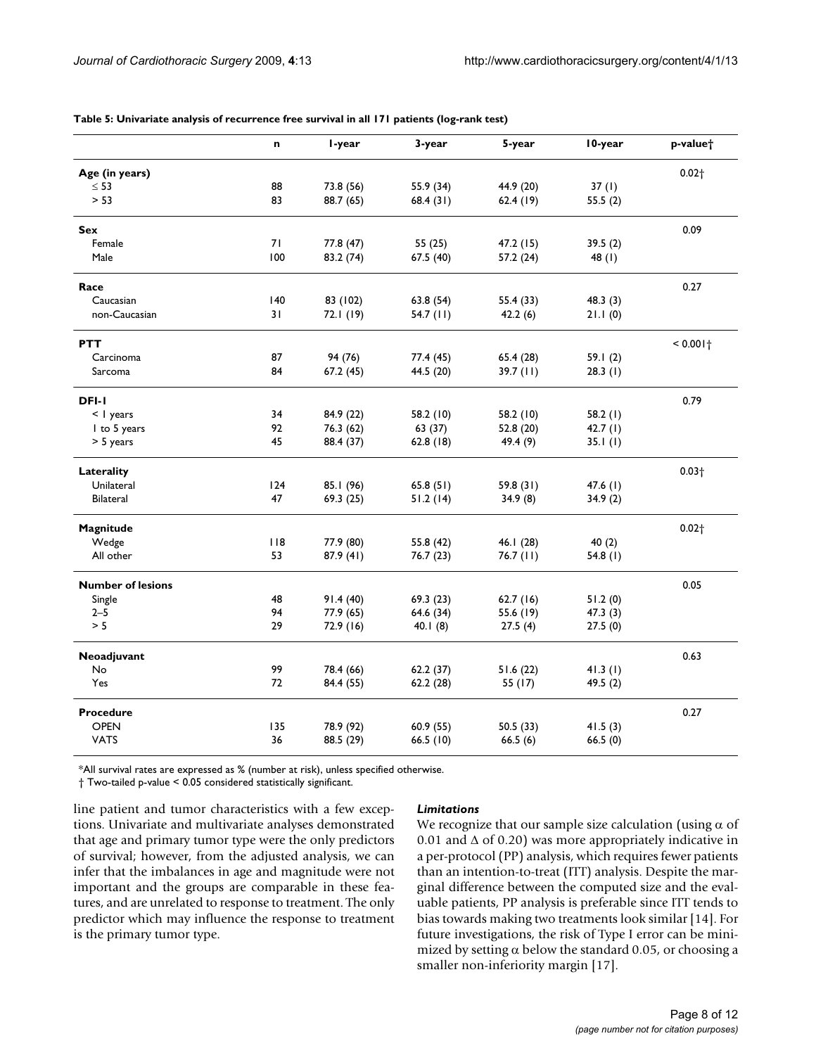**Table 5: Univariate analysis of recurrence free survival in all 171 patients (log-rank test)**

| | n | 1-year | 3-year | 5-year | 10-year | p-value† |
|---|---|---|---|---|---|---|
| **Age (in years)** | | | | | | 0.02† |
| ≤ 53 | 88 | 73.8 (56) | 55.9 (34) | 44.9 (20) | 37 (1) | |
| > 53 | 83 | 88.7 (65) | 68.4 (31) | 62.4 (19) | 55.5 (2) | |
| **Sex** | | | | | | 0.09 |
| Female | 71 | 77.8 (47) | 55 (25) | 47.2 (15) | 39.5 (2) | |
| Male | 100 | 83.2 (74) | 67.5 (40) | 57.2 (24) | 48 (1) | |
| **Race** | | | | | | 0.27 |
| Caucasian | 140 | 83 (102) | 63.8 (54) | 55.4 (33) | 48.3 (3) | |
| non-Caucasian | 31 | 72.1 (19) | 54.7 (11) | 42.2 (6) | 21.1 (0) | |
| **PTT** | | | | | | < 0.001† |
| Carcinoma | 87 | 94 (76) | 77.4 (45) | 65.4 (28) | 59.1 (2) | |
| Sarcoma | 84 | 67.2 (45) | 44.5 (20) | 39.7 (11) | 28.3 (1) | |
| **DFI-1** | | | | | | 0.79 |
| < 1 years | 34 | 84.9 (22) | 58.2 (10) | 58.2 (10) | 58.2 (1) | |
| 1 to 5 years | 92 | 76.3 (62) | 63 (37) | 52.8 (20) | 42.7 (1) | |
| > 5 years | 45 | 88.4 (37) | 62.8 (18) | 49.4 (9) | 35.1 (1) | |
| **Laterality** | | | | | | 0.03† |
| Unilateral | 124 | 85.1 (96) | 65.8 (51) | 59.8 (31) | 47.6 (1) | |
| Bilateral | 47 | 69.3 (25) | 51.2 (14) | 34.9 (8) | 34.9 (2) | |
| **Magnitude** | | | | | | 0.02† |
| Wedge | 118 | 77.9 (80) | 55.8 (42) | 46.1 (28) | 40 (2) | |
| All other | 53 | 87.9 (41) | 76.7 (23) | 76.7 (11) | 54.8 (1) | |
| **Number of lesions** | | | | | | 0.05 |
| Single | 48 | 91.4 (40) | 69.3 (23) | 62.7 (16) | 51.2 (0) | |
| 2–5 | 94 | 77.9 (65) | 64.6 (34) | 55.6 (19) | 47.3 (3) | |
| > 5 | 29 | 72.9 (16) | 40.1 (8) | 27.5 (4) | 27.5 (0) | |
| **Neoadjuvant** | | | | | | 0.63 |
| No | 99 | 78.4 (66) | 62.2 (37) | 51.6 (22) | 41.3 (1) | |
| Yes | 72 | 84.4 (55) | 62.2 (28) | 55 (17) | 49.5 (2) | |
| **Procedure** | | | | | | 0.27 |
| OPEN | 135 | 78.9 (92) | 60.9 (55) | 50.5 (33) | 41.5 (3) | |
| VATS | 36 | 88.5 (29) | 66.5 (10) | 66.5 (6) | 66.5 (0) | |

*All survival rates are expressed as % (number at risk), unless specified otherwise.

† Two-tailed p-value < 0.05 considered statistically significant.

line patient and tumor characteristics with a few exceptions. Univariate and multivariate analyses demonstrated that age and primary tumor type were the only predictors of survival; however, from the adjusted analysis, we can infer that the imbalances in age and magnitude were not important and the groups are comparable in these features, and are unrelated to response to treatment. The only predictor which may influence the response to treatment is the primary tumor type.

### *Limitations*

We recognize that our sample size calculation (using $\alpha$ of 0.01 and $\Delta$ of 0.20) was more appropriately indicative in a per-protocol (PP) analysis, which requires fewer patients than an intention-to-treat (ITT) analysis. Despite the marginal difference between the computed size and the evaluable patients, PP analysis is preferable since ITT tends to bias towards making two treatments look similar [14]. For future investigations, the risk of Type I error can be minimized by setting $\alpha$ below the standard 0.05, or choosing a smaller non-inferiority margin [17].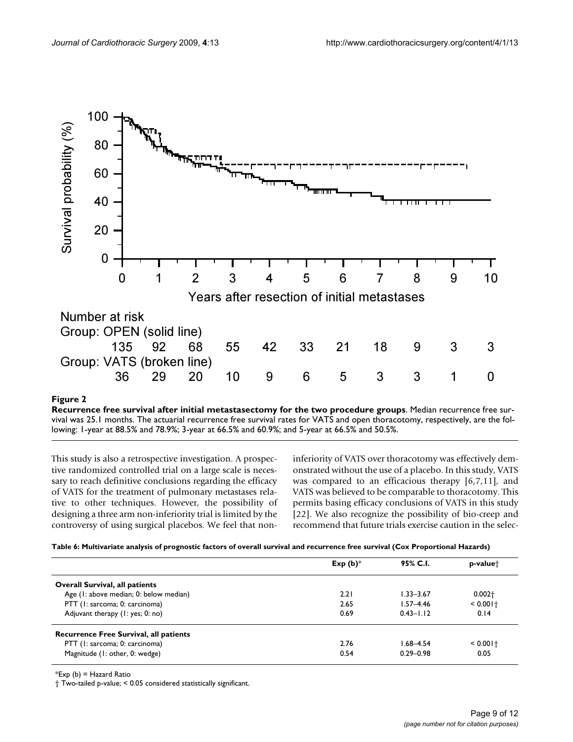**Figure 2**

**Recurrence free survival after initial metastasectomy for the two procedure groups**. Median recurrence free survival was 25.1 months. The actuarial recurrence free survival rates for VATS and open thoracotomy, respectively, are the following: 1-year at 88.5% and 78.9%; 3-year at 66.5% and 60.9%; and 5-year at 66.5% and 50.5%.

This study is also a retrospective investigation. A prospective randomized controlled trial on a large scale is necessary to reach definitive conclusions regarding the efficacy of VATS for the treatment of pulmonary metastases relative to other techniques. However, the possibility of designing a three arm non-inferiority trial is limited by the controversy of using surgical placebos. We feel that non-inferiority of VATS over thoracotomy was effectively demonstrated without the use of a placebo. In this study, VATS was compared to an efficacious therapy [6,7,11], and VATS was believed to be comparable to thoracotomy. This permits basing efficacy conclusions of VATS in this study [22]. We also recognize the possibility of bio-creep and recommend that future trials exercise caution in the selec-

**Table 6: Multivariate analysis of prognostic factors of overall survival and recurrence free survival (Cox Proportional Hazards)**

| | Exp (b)* | 95% C.I. | p-value† |
|---|---|---|---|
| **Overall Survival, all patients** | | | |
| Age (1: above median; 0: below median) | 2.21 | 1.33–3.67 | 0.002† |
| PTT (1: sarcoma; 0: carcinoma) | 2.65 | 1.57–4.46 | < 0.001† |
| Adjuvant therapy (1: yes; 0: no) | 0.69 | 0.43–1.12 | 0.14 |
| **Recurrence Free Survival, all patients** | | | |
| PTT (1: sarcoma; 0: carcinoma) | 2.76 | 1.68–4.54 | < 0.001† |
| Magnitude (1: other, 0: wedge) | 0.54 | 0.29–0.98 | 0.05 |

*Exp (b) = Hazard Ratio

† Two-tailed p-value; < 0.05 considered statistically significant.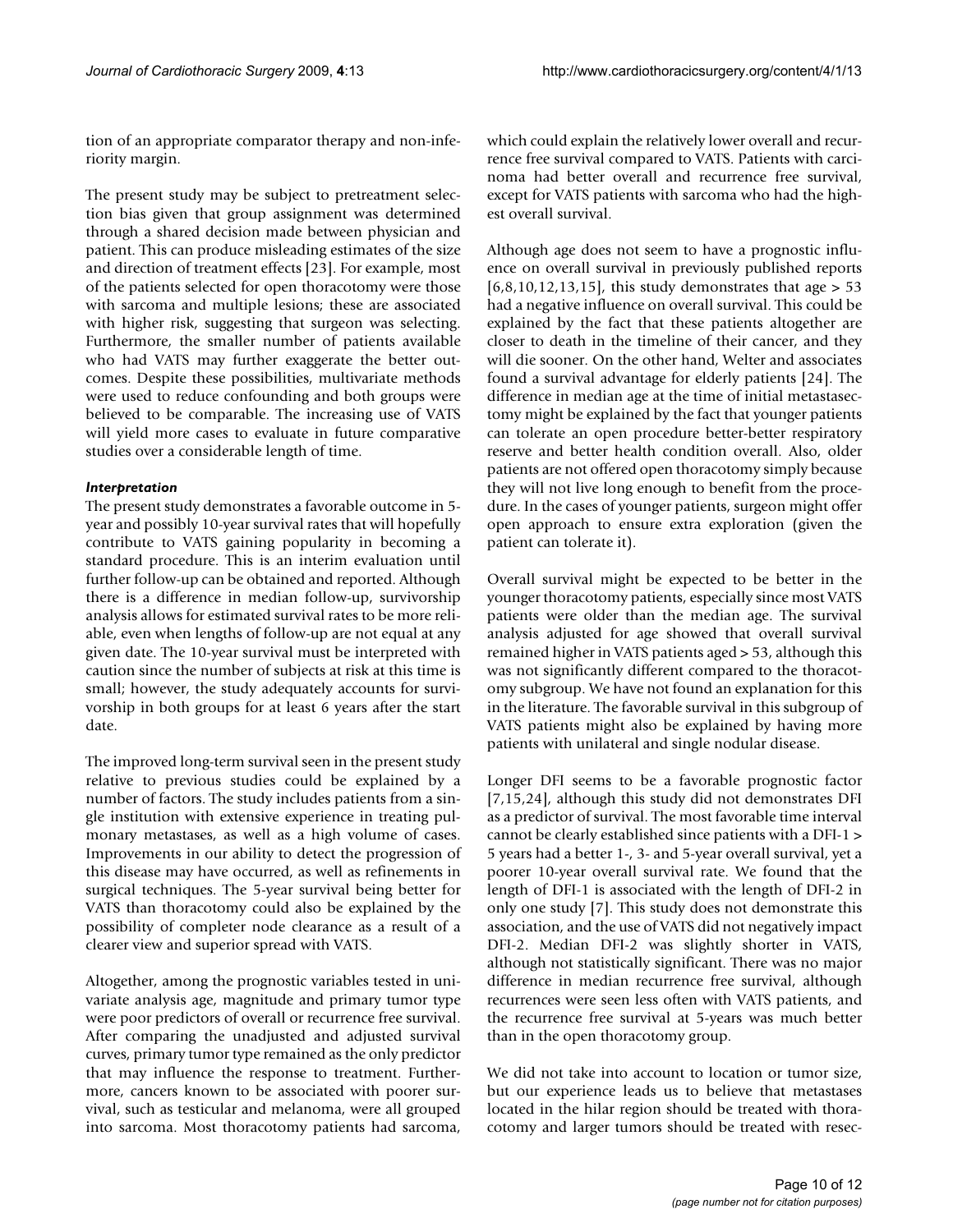tion of an appropriate comparator therapy and non-inferiority margin.

The present study may be subject to pretreatment selection bias given that group assignment was determined through a shared decision made between physician and patient. This can produce misleading estimates of the size and direction of treatment effects [23]. For example, most of the patients selected for open thoracotomy were those with sarcoma and multiple lesions; these are associated with higher risk, suggesting that surgeon was selecting. Furthermore, the smaller number of patients available who had VATS may further exaggerate the better outcomes. Despite these possibilities, multivariate methods were used to reduce confounding and both groups were believed to be comparable. The increasing use of VATS will yield more cases to evaluate in future comparative studies over a considerable length of time.

### *Interpretation*

The present study demonstrates a favorable outcome in 5-year and possibly 10-year survival rates that will hopefully contribute to VATS gaining popularity in becoming a standard procedure. This is an interim evaluation until further follow-up can be obtained and reported. Although there is a difference in median follow-up, survivorship analysis allows for estimated survival rates to be more reliable, even when lengths of follow-up are not equal at any given date. The 10-year survival must be interpreted with caution since the number of subjects at risk at this time is small; however, the study adequately accounts for survivorship in both groups for at least 6 years after the start date.

The improved long-term survival seen in the present study relative to previous studies could be explained by a number of factors. The study includes patients from a single institution with extensive experience in treating pulmonary metastases, as well as a high volume of cases. Improvements in our ability to detect the progression of this disease may have occurred, as well as refinements in surgical techniques. The 5-year survival being better for VATS than thoracotomy could also be explained by the possibility of completer node clearance as a result of a clearer view and superior spread with VATS.

Altogether, among the prognostic variables tested in univariate analysis age, magnitude and primary tumor type were poor predictors of overall or recurrence free survival. After comparing the unadjusted and adjusted survival curves, primary tumor type remained as the only predictor that may influence the response to treatment. Furthermore, cancers known to be associated with poorer survival, such as testicular and melanoma, were all grouped into sarcoma. Most thoracotomy patients had sarcoma, which could explain the relatively lower overall and recurrence free survival compared to VATS. Patients with carcinoma had better overall and recurrence free survival, except for VATS patients with sarcoma who had the highest overall survival.

Although age does not seem to have a prognostic influence on overall survival in previously published reports [6,8,10,12,13,15], this study demonstrates that age > 53 had a negative influence on overall survival. This could be explained by the fact that these patients altogether are closer to death in the timeline of their cancer, and they will die sooner. On the other hand, Welter and associates found a survival advantage for elderly patients [24]. The difference in median age at the time of initial metastasectomy might be explained by the fact that younger patients can tolerate an open procedure better-better respiratory reserve and better health condition overall. Also, older patients are not offered open thoracotomy simply because they will not live long enough to benefit from the procedure. In the cases of younger patients, surgeon might offer open approach to ensure extra exploration (given the patient can tolerate it).

Overall survival might be expected to be better in the younger thoracotomy patients, especially since most VATS patients were older than the median age. The survival analysis adjusted for age showed that overall survival remained higher in VATS patients aged > 53, although this was not significantly different compared to the thoracotomy subgroup. We have not found an explanation for this in the literature. The favorable survival in this subgroup of VATS patients might also be explained by having more patients with unilateral and single nodular disease.

Longer DFI seems to be a favorable prognostic factor [7,15,24], although this study did not demonstrates DFI as a predictor of survival. The most favorable time interval cannot be clearly established since patients with a DFI-1 > 5 years had a better 1-, 3- and 5-year overall survival, yet a poorer 10-year overall survival rate. We found that the length of DFI-1 is associated with the length of DFI-2 in only one study [7]. This study does not demonstrate this association, and the use of VATS did not negatively impact DFI-2. Median DFI-2 was slightly shorter in VATS, although not statistically significant. There was no major difference in median recurrence free survival, although recurrences were seen less often with VATS patients, and the recurrence free survival at 5-years was much better than in the open thoracotomy group.

We did not take into account to location or tumor size, but our experience leads us to believe that metastases located in the hilar region should be treated with thoracotomy and larger tumors should be treated with resec-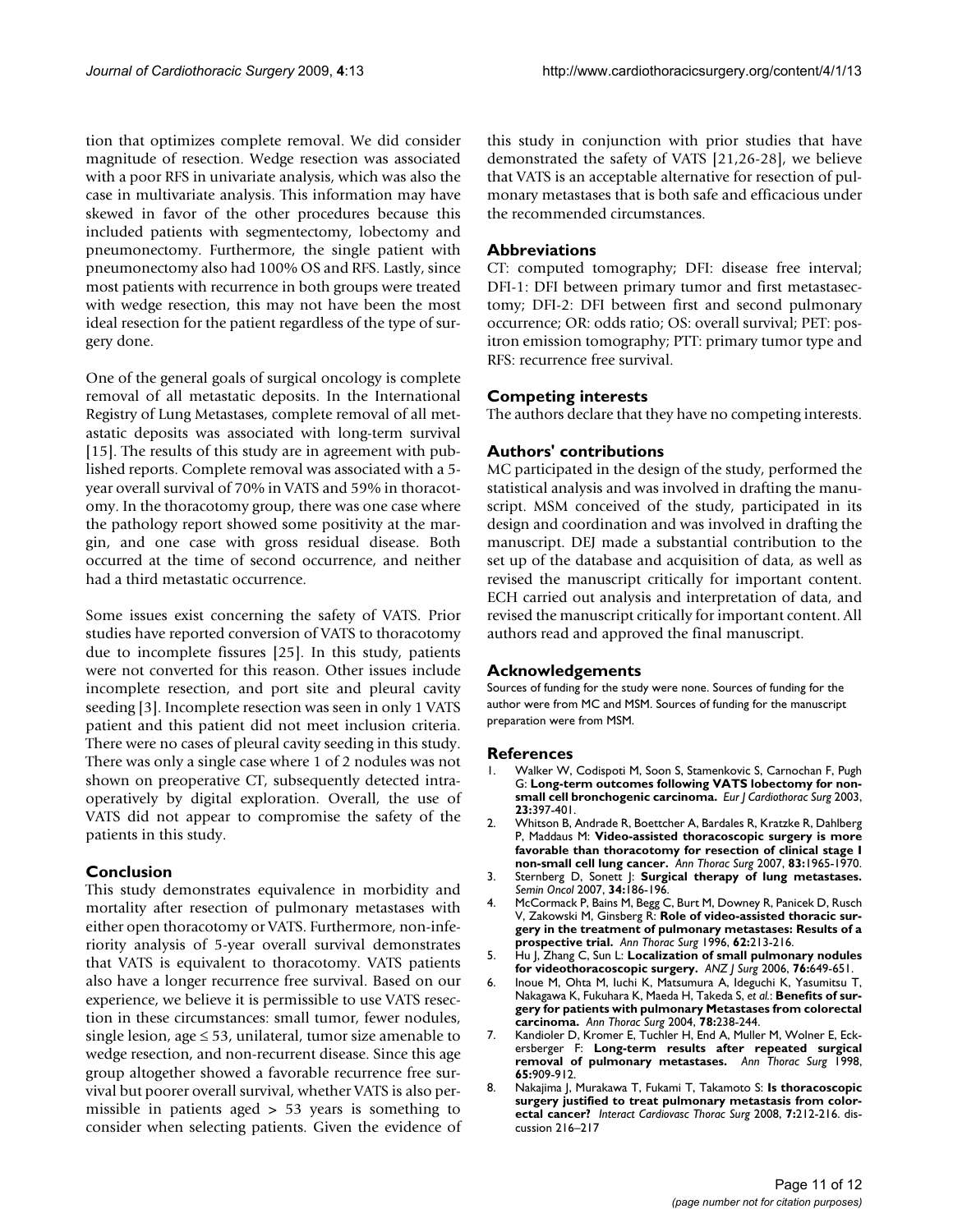tion that optimizes complete removal. We did consider magnitude of resection. Wedge resection was associated with a poor RFS in univariate analysis, which was also the case in multivariate analysis. This information may have skewed in favor of the other procedures because this included patients with segmentectomy, lobectomy and pneumonectomy. Furthermore, the single patient with pneumonectomy also had 100% OS and RFS. Lastly, since most patients with recurrence in both groups were treated with wedge resection, this may not have been the most ideal resection for the patient regardless of the type of surgery done.

One of the general goals of surgical oncology is complete removal of all metastatic deposits. In the International Registry of Lung Metastases, complete removal of all metastatic deposits was associated with long-term survival [15]. The results of this study are in agreement with published reports. Complete removal was associated with a 5-year overall survival of 70% in VATS and 59% in thoracotomy. In the thoracotomy group, there was one case where the pathology report showed some positivity at the margin, and one case with gross residual disease. Both occurred at the time of second occurrence, and neither had a third metastatic occurrence.

Some issues exist concerning the safety of VATS. Prior studies have reported conversion of VATS to thoracotomy due to incomplete fissures [25]. In this study, patients were not converted for this reason. Other issues include incomplete resection, and port site and pleural cavity seeding [3]. Incomplete resection was seen in only 1 VATS patient and this patient did not meet inclusion criteria. There were no cases of pleural cavity seeding in this study. There was only a single case where 1 of 2 nodules was not shown on preoperative CT, subsequently detected intraoperatively by digital exploration. Overall, the use of VATS did not appear to compromise the safety of the patients in this study.

## Conclusion

This study demonstrates equivalence in morbidity and mortality after resection of pulmonary metastases with either open thoracotomy or VATS. Furthermore, non-inferiority analysis of 5-year overall survival demonstrates that VATS is equivalent to thoracotomy. VATS patients also have a longer recurrence free survival. Based on our experience, we believe it is permissible to use VATS resection in these circumstances: small tumor, fewer nodules, single lesion, age ≤ 53, unilateral, tumor size amenable to wedge resection, and non-recurrent disease. Since this age group altogether showed a favorable recurrence free survival but poorer overall survival, whether VATS is also permissible in patients aged > 53 years is something to consider when selecting patients. Given the evidence of this study in conjunction with prior studies that have demonstrated the safety of VATS [21,26-28], we believe that VATS is an acceptable alternative for resection of pulmonary metastases that is both safe and efficacious under the recommended circumstances.

## Abbreviations

CT: computed tomography; DFI: disease free interval; DFI-1: DFI between primary tumor and first metastasectomy; DFI-2: DFI between first and second pulmonary occurrence; OR: odds ratio; OS: overall survival; PET: positron emission tomography; PTT: primary tumor type and RFS: recurrence free survival.

## Competing interests

The authors declare that they have no competing interests.

## Authors' contributions

MC participated in the design of the study, performed the statistical analysis and was involved in drafting the manuscript. MSM conceived of the study, participated in its design and coordination and was involved in drafting the manuscript. DEJ made a substantial contribution to the set up of the database and acquisition of data, as well as revised the manuscript critically for important content. ECH carried out analysis and interpretation of data, and revised the manuscript critically for important content. All authors read and approved the final manuscript.

## Acknowledgements

Sources of funding for the study were none. Sources of funding for the author were from MC and MSM. Sources of funding for the manuscript preparation were from MSM.

## References

1. Walker W, Codispoti M, Soon S, Stamenkovic S, Carnochan F, Pugh G: **Long-term outcomes following VATS lobectomy for non-small cell bronchogenic carcinoma.** *Eur J Cardiothorac Surg* 2003, **23:**397-401.
2. Whitson B, Andrade R, Boettcher A, Bardales R, Kratzke R, Dahlberg P, Maddaus M: **Video-assisted thoracoscopic surgery is more favorable than thoracotomy for resection of clinical stage I non-small cell lung cancer.** *Ann Thorac Surg* 2007, **83:**1965-1970.
3. Sternberg D, Sonett J: **Surgical therapy of lung metastases.** *Semin Oncol* 2007, **34:**186-196.
4. McCormack P, Bains M, Begg C, Burt M, Downey R, Panicek D, Rusch V, Zakowski M, Ginsberg R: **Role of video-assisted thoracic surgery in the treatment of pulmonary metastases: Results of a prospective trial.** *Ann Thorac Surg* 1996, **62:**213-216.
5. Hu J, Zhang C, Sun L: **Localization of small pulmonary nodules for videothoracoscopic surgery.** *ANZ J Surg* 2006, **76:**649-651.
6. Inoue M, Ohta M, Iuchi K, Matsumura A, Ideguchi K, Yasumitsu T, Nakagawa K, Fukuhara K, Maeda H, Takeda S, *et al.*: **Benefits of surgery for patients with pulmonary Metastases from colorectal carcinoma.** *Ann Thorac Surg* 2004, **78:**238-244.
7. Kandioler D, Kromer E, Tuchler H, End A, Muller M, Wolner E, Eckersberger F: **Long-term results after repeated surgical removal of pulmonary metastases.** *Ann Thorac Surg* 1998, **65:**909-912.
8. Nakajima J, Murakawa T, Fukami T, Takamoto S: **Is thoracoscopic surgery justified to treat pulmonary metastasis from colorectal cancer?** *Interact Cardiovasc Thorac Surg* 2008, **7:**212-216. discussion 216–217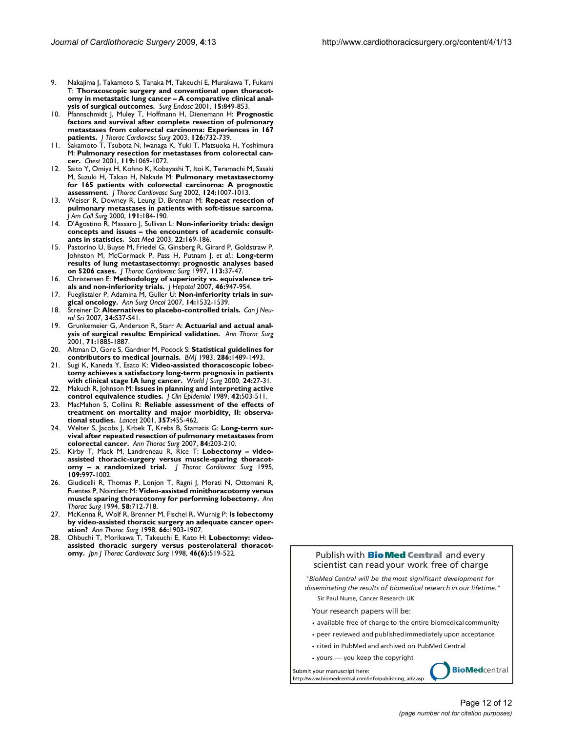9. Nakajima J, Takamoto S, Tanaka M, Takeuchi E, Murakawa T, Fukami T: **Thoracoscopic surgery and conventional open thoracotomy in metastatic lung cancer – A comparative clinical analysis of surgical outcomes.** *Surg Endosc* 2001, **15:**849-853.
10. Pfannschmidt J, Muley T, Hoffmann H, Dienemann H: **Prognostic factors and survival after complete resection of pulmonary metastases from colorectal carcinoma: Experiences in 167 patients.** *J Thorac Cardiovasc Surg* 2003, **126:**732-739.
11. Sakamoto T, Tsubota N, Iwanaga K, Yuki T, Matsuoka H, Yoshimura M: **Pulmonary resection for metastases from colorectal cancer.** *Chest* 2001, **119:**1069-1072.
12. Saito Y, Omiya H, Kohno K, Kobayashi T, Itoi K, Teramachi M, Sasaki M, Suzuki H, Takao H, Nakade M: **Pulmonary metastasectomy for 165 patients with colorectal carcinoma: A prognostic assessment.** *J Thorac Cardiovasc Surg* 2002, **124:**1007-1013.
13. Weiser R, Downey R, Leung D, Brennan M: **Repeat resection of pulmonary metastases in patients with soft-tissue sarcoma.** *J Am Coll Surg* 2000, **191:**184-190.
14. D'Agostino R, Massaro J, Sullivan L: **Non-inferiority trials: design concepts and issues – the encounters of academic consultants in statistics.** *Stat Med* 2003, **22:**169-186.
15. Pastorino U, Buyse M, Friedel G, Ginsberg R, Girard P, Goldstraw P, Johnston M, McCormack P, Pass H, Putnam J, *et al.*: **Long-term results of lung metastasectomy: prognostic analyses based on 5206 cases.** *J Thorac Cardiovasc Surg* 1997, **113:**37-47.
16. Christensen E: **Methodology of superiority vs. equivalence trials and non-inferiority trials.** *J Hepatol* 2007, **46:**947-954.
17. Fueglistaler P, Adamina M, Guller U: **Non-inferiority trials in surgical oncology.** *Ann Surg Oncol* 2007, **14:**1532-1539.
18. Streiner D: **Alternatives to placebo-controlled trials.** *Can J Neurol Sci* 2007, **34:**S37-S41.
19. Grunkemeier G, Anderson R, Starr A: **Actuarial and actual analysis of surgical results: Empirical validation.** *Ann Thorac Surg* 2001, **71:**1885-1887.
20. Altman D, Gore S, Gardner M, Pocock S: **Statistical guidelines for contributors to medical journals.** *BMJ* 1983, **286:**1489-1493.
21. Sugi K, Kaneda Y, Esato K: **Video-assisted thoracoscopic lobectomy achieves a satisfactory long-term prognosis in patients with clinical stage IA lung cancer.** *World J Surg* 2000, **24:**27-31.
22. Makuch R, Johnson M: **Issues in planning and interpreting active control equivalence studies.** *J Clin Epidemiol* 1989, **42:**503-511.
23. MacMahon S, Collins R: **Reliable assessment of the effects of treatment on mortality and major morbidity, II: observational studies.** *Lancet* 2001, **357:**455-462.
24. Welter S, Jacobs J, Krbek T, Krebs B, Stamatis G: **Long-term survival after repeated resection of pulmonary metastases from colorectal cancer.** *Ann Thorac Surg* 2007, **84:**203-210.
25. Kirby T, Mack M, Landreneau R, Rice T: **Lobectomy – video-assisted thoracic-surgery versus muscle-sparing thoracotomy – a randomized trial.** *J Thorac Cardiovasc Surg* 1995, **109:**997-1002.
26. Giudicelli R, Thomas P, Lonjon T, Ragni J, Morati N, Ottomani R, Fuentes P, Noirclerc M: **Video-assisted minithoracotomy versus muscle sparing thoracotomy for performing lobectomy.** *Ann Thorac Surg* 1994, **58:**712-718.
27. McKenna R, Wolf R, Brenner M, Fischel R, Wurnig P: **Is lobectomy by video-assisted thoracic surgery an adequate cancer operation?** *Ann Thorac Surg* 1998, **66:**1903-1907.
28. Ohbuchi T, Morikawa T, Takeuchi E, Kato H: **Lobectomy: video-assisted thoracic surgery versus posterolateral thoracotomy.** *Jpn J Thorac Cardiovasc Surg* 1998, **46(6):**519-522.

Publish with **BioMed Central** and every scientist can read your work free of charge

*"BioMed Central will be the most significant development for disseminating the results of biomedical research in our lifetime."*

Sir Paul Nurse, Cancer Research UK

Your research papers will be:

- available free of charge to the entire biomedical community
- peer reviewed and published immediately upon acceptance
- cited in PubMed and archived on PubMed Central
- yours — you keep the copyright

Submit your manuscript here:
http://www.biomedcentral.com/info/publishing_adv.asp

BioMedcentral